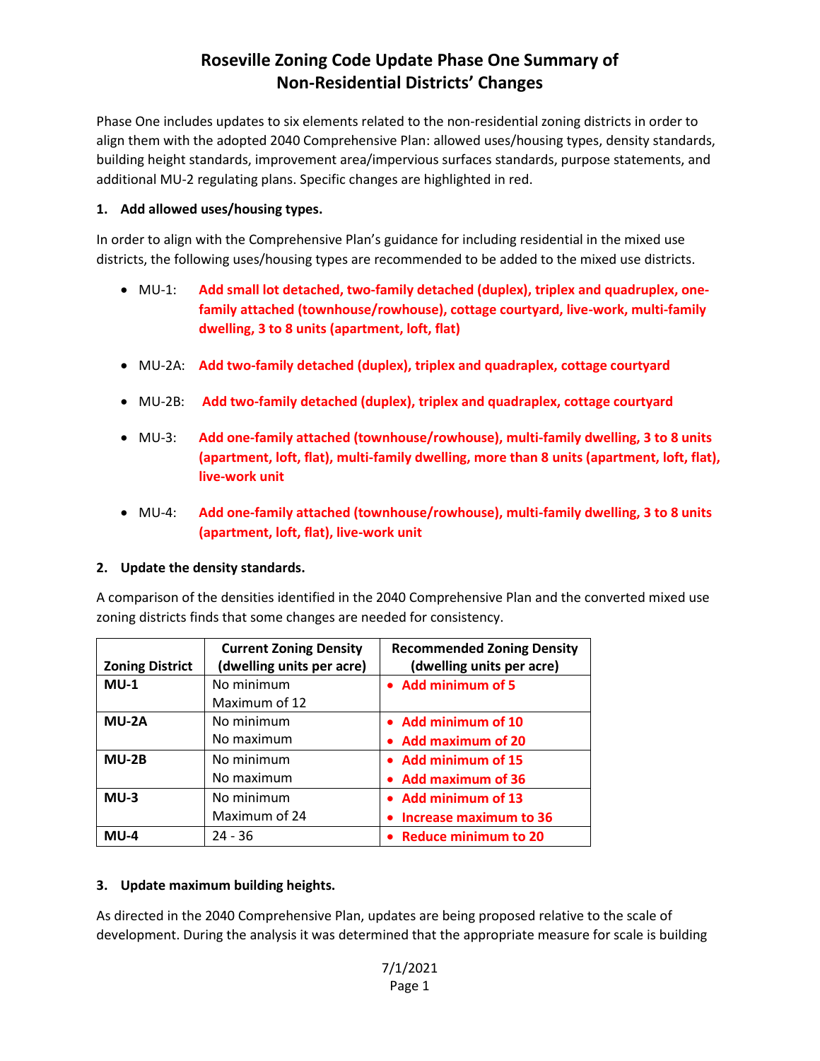# Roseville Zoning Code Update Phase One Summary of Non-Residential Districts' Changes

Phase One includes updates to six elements related to the non-residential zoning districts in order to align them with the adopted 2040 Comprehensive Plan: allowed uses/housing types, density standards, building height standards, improvement area/impervious surfaces standards, purpose statements, and additional MU-2 regulating plans. Specific changes are highlighted in red.

**1. Add allowed uses/housing types.**

In order to align with the Comprehensive Plan's guidance for including residential in the mixed use districts, the following uses/housing types are recommended to be added to the mixed use districts.

- MU-1: **Add small lot detached, two-family detached (duplex), triplex and quadruplex, one-family attached (townhouse/rowhouse), cottage courtyard, live-work, multi-family dwelling, 3 to 8 units (apartment, loft, flat)**
- MU-2A: **Add two-family detached (duplex), triplex and quadraplex, cottage courtyard**
- MU-2B: **Add two-family detached (duplex), triplex and quadraplex, cottage courtyard**
- MU-3: **Add one-family attached (townhouse/rowhouse), multi-family dwelling, 3 to 8 units (apartment, loft, flat), multi-family dwelling, more than 8 units (apartment, loft, flat), live-work unit**
- MU-4: **Add one-family attached (townhouse/rowhouse), multi-family dwelling, 3 to 8 units (apartment, loft, flat), live-work unit**

**2. Update the density standards.**

A comparison of the densities identified in the 2040 Comprehensive Plan and the converted mixed use zoning districts finds that some changes are needed for consistency.

| Zoning District | Current Zoning Density (dwelling units per acre) | Recommended Zoning Density (dwelling units per acre) |
|---|---|---|
| **MU-1** | No minimum<br>Maximum of 12 | • **Add minimum of 5** |
| **MU-2A** | No minimum<br>No maximum | • **Add minimum of 10**<br>• **Add maximum of 20** |
| **MU-2B** | No minimum<br>No maximum | • **Add minimum of 15**<br>• **Add maximum of 36** |
| **MU-3** | No minimum<br>Maximum of 24 | • **Add minimum of 13**<br>• **Increase maximum to 36** |
| **MU-4** | 24 - 36 | • **Reduce minimum to 20** |

**3. Update maximum building heights.**

As directed in the 2040 Comprehensive Plan, updates are being proposed relative to the scale of development. During the analysis it was determined that the appropriate measure for scale is building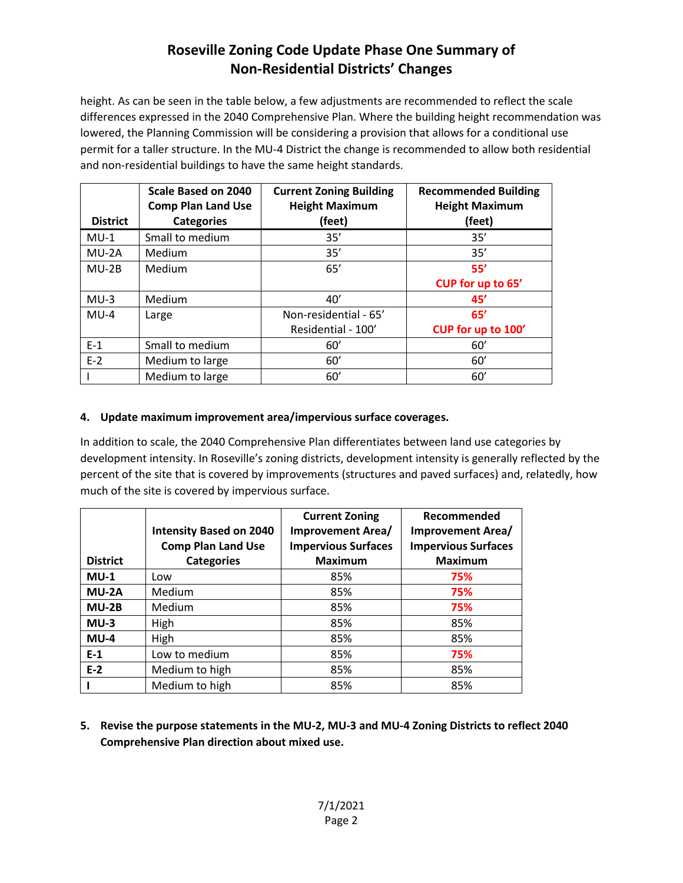height. As can be seen in the table below, a few adjustments are recommended to reflect the scale differences expressed in the 2040 Comprehensive Plan. Where the building height recommendation was lowered, the Planning Commission will be considering a provision that allows for a conditional use permit for a taller structure. In the MU-4 District the change is recommended to allow both residential and non-residential buildings to have the same height standards.

| District | Scale Based on 2040 Comp Plan Land Use Categories | Current Zoning Building Height Maximum (feet) | Recommended Building Height Maximum (feet) |
|---|---|---|---|
| MU-1 | Small to medium | 35' | 35' |
| MU-2A | Medium | 35' | 35' |
| MU-2B | Medium | 65' | 55'<br>CUP for up to 65' |
| MU-3 | Medium | 40' | 45' |
| MU-4 | Large | Non-residential - 65'<br>Residential - 100' | 65'<br>CUP for up to 100' |
| E-1 | Small to medium | 60' | 60' |
| E-2 | Medium to large | 60' | 60' |
| I | Medium to large | 60' | 60' |

**4. Update maximum improvement area/impervious surface coverages.**

In addition to scale, the 2040 Comprehensive Plan differentiates between land use categories by development intensity. In Roseville's zoning districts, development intensity is generally reflected by the percent of the site that is covered by improvements (structures and paved surfaces) and, relatedly, how much of the site is covered by impervious surface.

| District | Intensity Based on 2040 Comp Plan Land Use Categories | Current Zoning Improvement Area/ Impervious Surfaces Maximum | Recommended Improvement Area/ Impervious Surfaces Maximum |
|---|---|---|---|
| **MU-1** | Low | 85% | 75% |
| **MU-2A** | Medium | 85% | 75% |
| **MU-2B** | Medium | 85% | 75% |
| **MU-3** | High | 85% | 85% |
| **MU-4** | High | 85% | 85% |
| **E-1** | Low to medium | 85% | 75% |
| **E-2** | Medium to high | 85% | 85% |
| **I** | Medium to high | 85% | 85% |

**5. Revise the purpose statements in the MU-2, MU-3 and MU-4 Zoning Districts to reflect 2040 Comprehensive Plan direction about mixed use.**

7/1/2021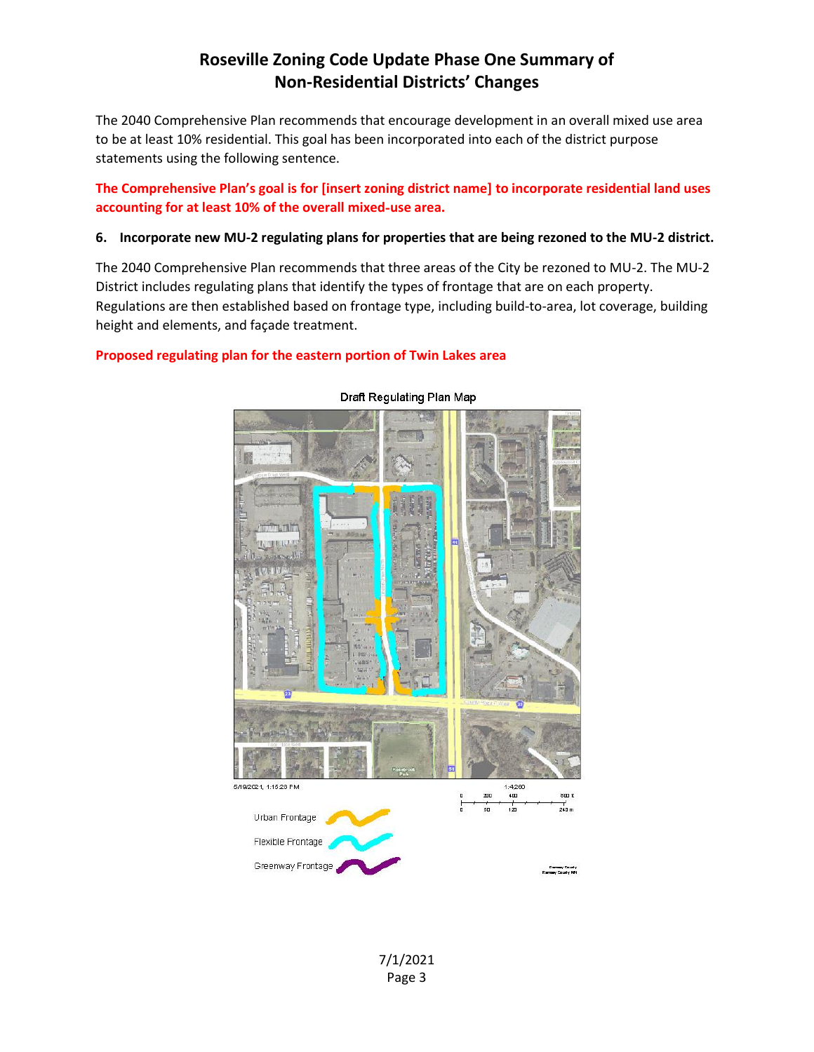# Roseville Zoning Code Update Phase One Summary of Non-Residential Districts' Changes

The 2040 Comprehensive Plan recommends that encourage development in an overall mixed use area to be at least 10% residential. This goal has been incorporated into each of the district purpose statements using the following sentence.

**The Comprehensive Plan's goal is for [insert zoning district name] to incorporate residential land uses accounting for at least 10% of the overall mixed-use area.**

**6. Incorporate new MU-2 regulating plans for properties that are being rezoned to the MU-2 district.**

The 2040 Comprehensive Plan recommends that three areas of the City be rezoned to MU-2. The MU-2 District includes regulating plans that identify the types of frontage that are on each property. Regulations are then established based on frontage type, including build-to-area, lot coverage, building height and elements, and façade treatment.

**Proposed regulating plan for the eastern portion of Twin Lakes area**

Draft Regulating Plan Map

5/19/2021, 1:15:28 PM

1:4,200

Urban Frontage

Flexible Frontage

Greenway Frontage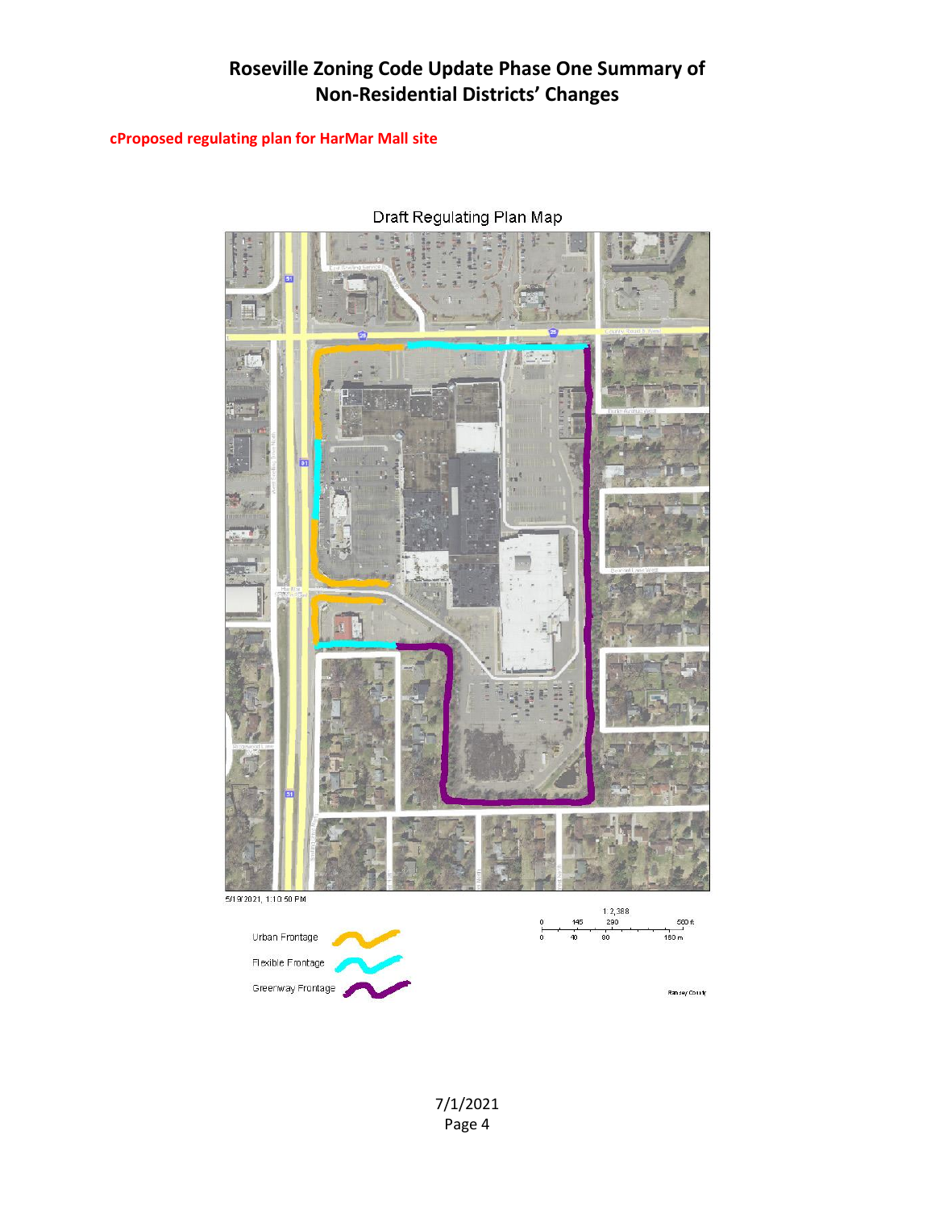# Roseville Zoning Code Update Phase One Summary of Non-Residential Districts' Changes

**cProposed regulating plan for HarMar Mall site**

Draft Regulating Plan Map

5/19/2021, 1:10:50 PM

Urban Frontage

Flexible Frontage

Greenway Frontage

1:2,388

0 145 290 580 ft

0 40 80 160 m

Ramsey County

7/1/2021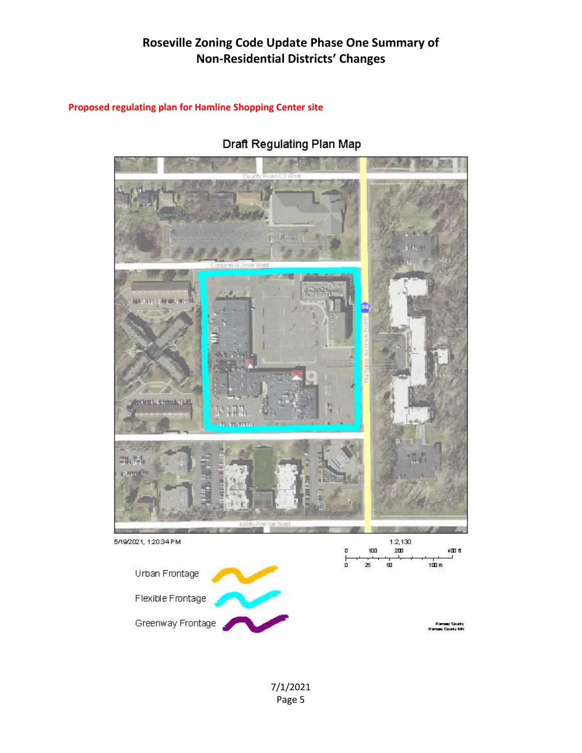# Roseville Zoning Code Update Phase One Summary of Non-Residential Districts' Changes

**Proposed regulating plan for Hamline Shopping Center site**

Draft Regulating Plan Map

County Road C2 West

Centennial Drive West

Hamline Avenue North

Judith Avenue West

5/19/2021, 12:20:34 PM

1:2,130

0 100 200 400 ft

0 25 50 100 m

Urban Frontage

Flexible Frontage

Greenway Frontage

Ramsey County
Ramsey County MN

7/1/2021